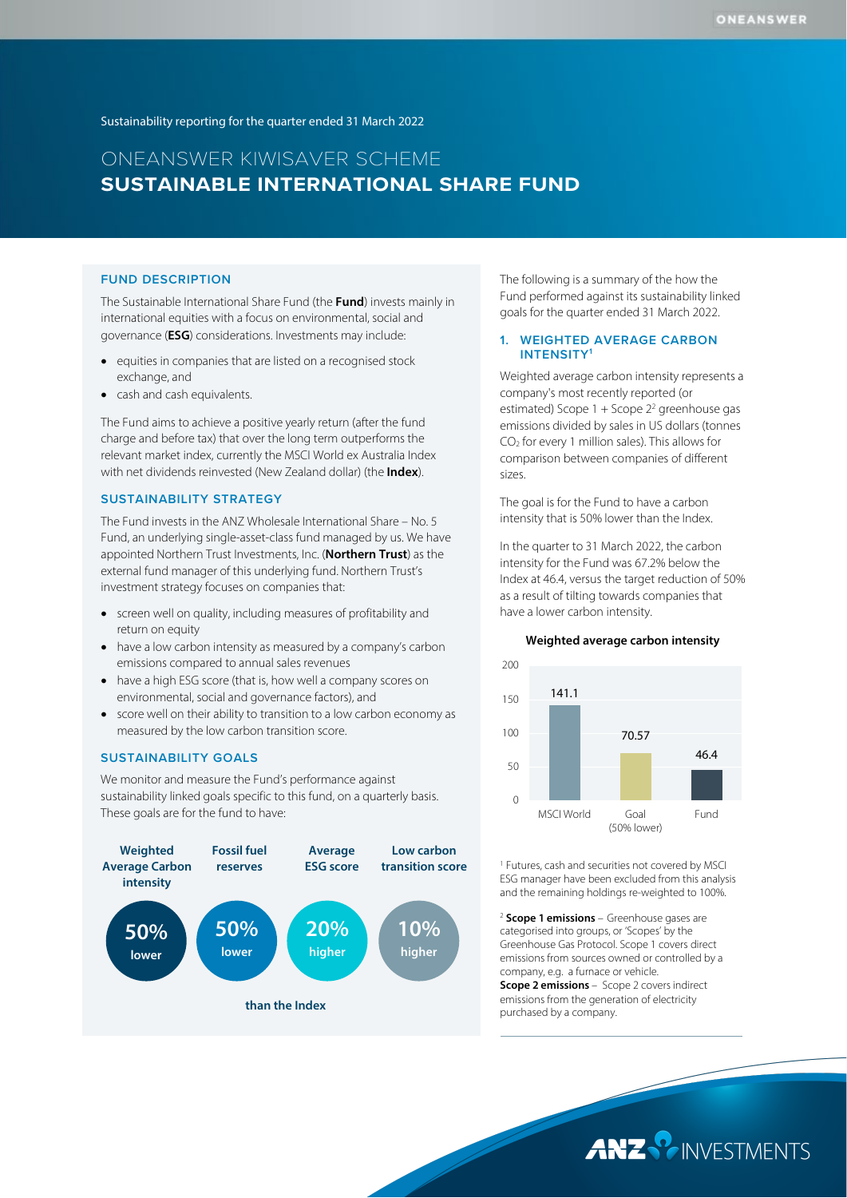Sustainability reporting for the quarter ended 31 March 2022

# ONEANSWER KIWISAVER SCHEME
# SUSTAINABLE INTERNATIONAL SHARE FUND

## FUND DESCRIPTION

The Sustainable International Share Fund (the **Fund**) invests mainly in international equities with a focus on environmental, social and governance (**ESG**) considerations. Investments may include:

- equities in companies that are listed on a recognised stock exchange, and
- cash and cash equivalents.

The Fund aims to achieve a positive yearly return (after the fund charge and before tax) that over the long term outperforms the relevant market index, currently the MSCI World ex Australia Index with net dividends reinvested (New Zealand dollar) (the **Index**).

## SUSTAINABILITY STRATEGY

The Fund invests in the ANZ Wholesale International Share – No. 5 Fund, an underlying single-asset-class fund managed by us. We have appointed Northern Trust Investments, Inc. (**Northern Trust**) as the external fund manager of this underlying fund. Northern Trust's investment strategy focuses on companies that:

- screen well on quality, including measures of profitability and return on equity
- have a low carbon intensity as measured by a company's carbon emissions compared to annual sales revenues
- have a high ESG score (that is, how well a company scores on environmental, social and governance factors), and
- score well on their ability to transition to a low carbon economy as measured by the low carbon transition score.

## SUSTAINABILITY GOALS

We monitor and measure the Fund's performance against sustainability linked goals specific to this fund, on a quarterly basis. These goals are for the fund to have:

| Weighted Average Carbon intensity | Fossil fuel reserves | Average ESG score | Low carbon transition score |
|---|---|---|---|
| 50% lower | 50% lower | 20% higher | 10% higher |

than the Index

The following is a summary of the how the Fund performed against its sustainability linked goals for the quarter ended 31 March 2022.

### 1. WEIGHTED AVERAGE CARBON INTENSITY[1]

Weighted average carbon intensity represents a company's most recently reported (or estimated) Scope 1 + Scope 2[2] greenhouse gas emissions divided by sales in US dollars (tonnes $CO_2$ for every 1 million sales). This allows for comparison between companies of different sizes.

The goal is for the Fund to have a carbon intensity that is 50% lower than the Index.

In the quarter to 31 March 2022, the carbon intensity for the Fund was 67.2% below the Index at 46.4, versus the target reduction of 50% as a result of tilting towards companies that have a lower carbon intensity.

**Weighted average carbon intensity**

| | MSCI World | Goal (50% lower) | Fund |
|---|---|---|---|
| Weighted average carbon intensity | 141.1 | 70.57 | 46.4 |

[1] Futures, cash and securities not covered by MSCI ESG manager have been excluded from this analysis and the remaining holdings re-weighted to 100%.

[2] **Scope 1 emissions** – Greenhouse gases are categorised into groups, or 'Scopes' by the Greenhouse Gas Protocol. Scope 1 covers direct emissions from sources owned or controlled by a company, e.g. a furnace or vehicle.
**Scope 2 emissions** – Scope 2 covers indirect emissions from the generation of electricity purchased by a company.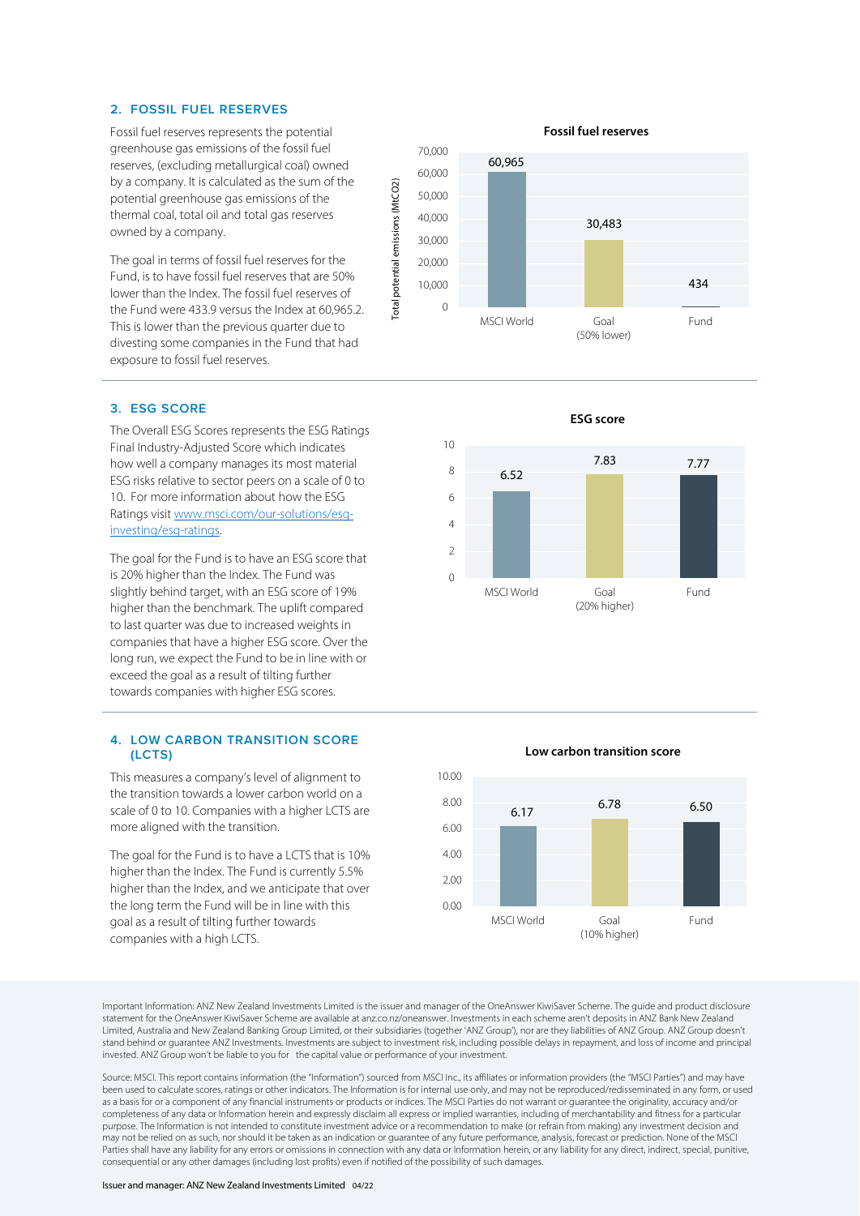## 2. FOSSIL FUEL RESERVES

Fossil fuel reserves represents the potential greenhouse gas emissions of the fossil fuel reserves, (excluding metallurgical coal) owned by a company. It is calculated as the sum of the potential greenhouse gas emissions of the thermal coal, total oil and total gas reserves owned by a company.

The goal in terms of fossil fuel reserves for the Fund, is to have fossil fuel reserves that are 50% lower than the Index. The fossil fuel reserves of the Fund were 433.9 versus the Index at 60,965.2. This is lower than the previous quarter due to divesting some companies in the Fund that had exposure to fossil fuel reserves.

**Fossil fuel reserves**

Total potential emissions (MtCO2)

70,000
60,000
50,000
40,000
30,000
20,000
10,000
0

60,965
30,483
434

MSCI World
Goal (50% lower)
Fund

## 3. ESG SCORE

The Overall ESG Scores represents the ESG Ratings Final Industry-Adjusted Score which indicates how well a company manages its most material ESG risks relative to sector peers on a scale of 0 to 10. For more information about how the ESG Ratings visit [www.msci.com/our-solutions/esg-investing/esg-ratings](www.msci.com/our-solutions/esg-investing/esg-ratings).

The goal for the Fund is to have an ESG score that is 20% higher than the Index. The Fund was slightly behind target, with an ESG score of 19% higher than the benchmark. The uplift compared to last quarter was due to increased weights in companies that have a higher ESG score. Over the long run, we expect the Fund to be in line with or exceed the goal as a result of tilting further towards companies with higher ESG scores.

**ESG score**

10
8
6
4
2
0

6.52
7.83
7.77

MSCI World
Goal (20% higher)
Fund

## 4. LOW CARBON TRANSITION SCORE (LCTS)

This measures a company's level of alignment to the transition towards a lower carbon world on a scale of 0 to 10. Companies with a higher LCTS are more aligned with the transition.

The goal for the Fund is to have a LCTS that is 10% higher than the Index. The Fund is currently 5.5% higher than the Index, and we anticipate that over the long term the Fund will be in line with this goal as a result of tilting further towards companies with a high LCTS.

**Low carbon transition score**

10.00
8.00
6.00
4.00
2.00
0.00

6.17
6.78
6.50

MSCI World
Goal (10% higher)
Fund

Important Information: ANZ New Zealand Investments Limited is the issuer and manager of the OneAnswer KiwiSaver Scheme. The guide and product disclosure statement for the OneAnswer KiwiSaver Scheme are available at anz.co.nz/oneanswer. Investments in each scheme aren't deposits in ANZ Bank New Zealand Limited, Australia and New Zealand Banking Group Limited, or their subsidiaries (together 'ANZ Group'), nor are they liabilities of ANZ Group. ANZ Group doesn't stand behind or guarantee ANZ Investments. Investments are subject to investment risk, including possible delays in repayment, and loss of income and principal invested. ANZ Group won't be liable to you for the capital value or performance of your investment.

Source: MSCI. This report contains information (the "Information") sourced from MSCI Inc., its affiliates or information providers (the "MSCI Parties") and may have been used to calculate scores, ratings or other indicators. The Information is for internal use only, and may not be reproduced/redisseminated in any form, or used as a basis for or a component of any financial instruments or products or indices. The MSCI Parties do not warrant or guarantee the originality, accuracy and/or completeness of any data or Information herein and expressly disclaim all express or implied warranties, including of merchantability and fitness for a particular purpose. The Information is not intended to constitute investment advice or a recommendation to make (or refrain from making) any investment decision and may not be relied on as such, nor should it be taken as an indication or guarantee of any future performance, analysis, forecast or prediction. None of the MSCI Parties shall have any liability for any errors or omissions in connection with any data or Information herein, or any liability for any direct, indirect, special, punitive, consequential or any other damages (including lost profits) even if notified of the possibility of such damages.

Issuer and manager: ANZ New Zealand Investments Limited 04/22